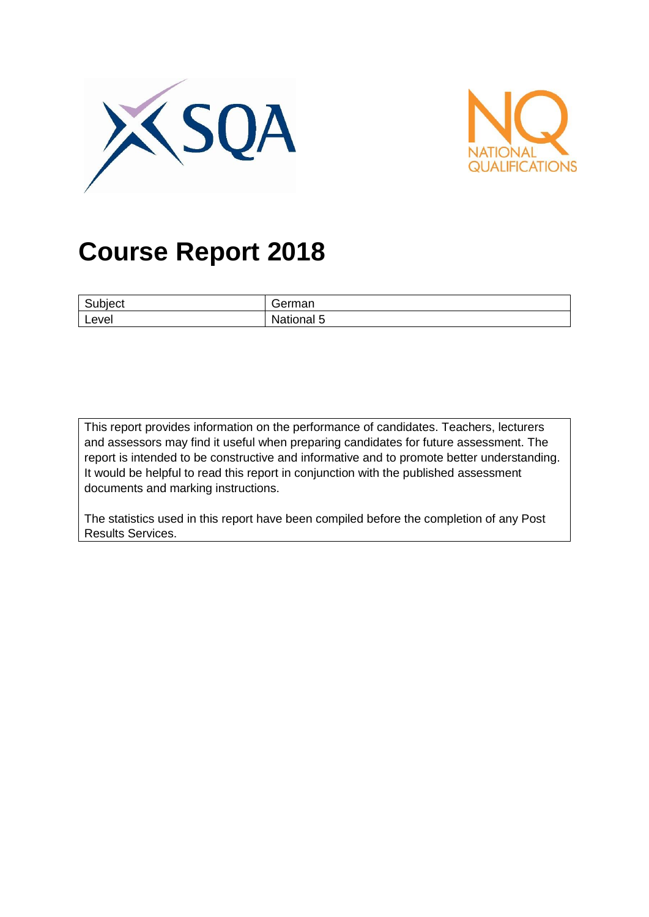# Course Report 2018

| Subject | German |
| --- | --- |
| Level | National 5 |

This report provides information on the performance of candidates. Teachers, lecturers and assessors may find it useful when preparing candidates for future assessment. The report is intended to be constructive and informative and to promote better understanding. It would be helpful to read this report in conjunction with the published assessment documents and marking instructions.

The statistics used in this report have been compiled before the completion of any Post Results Services.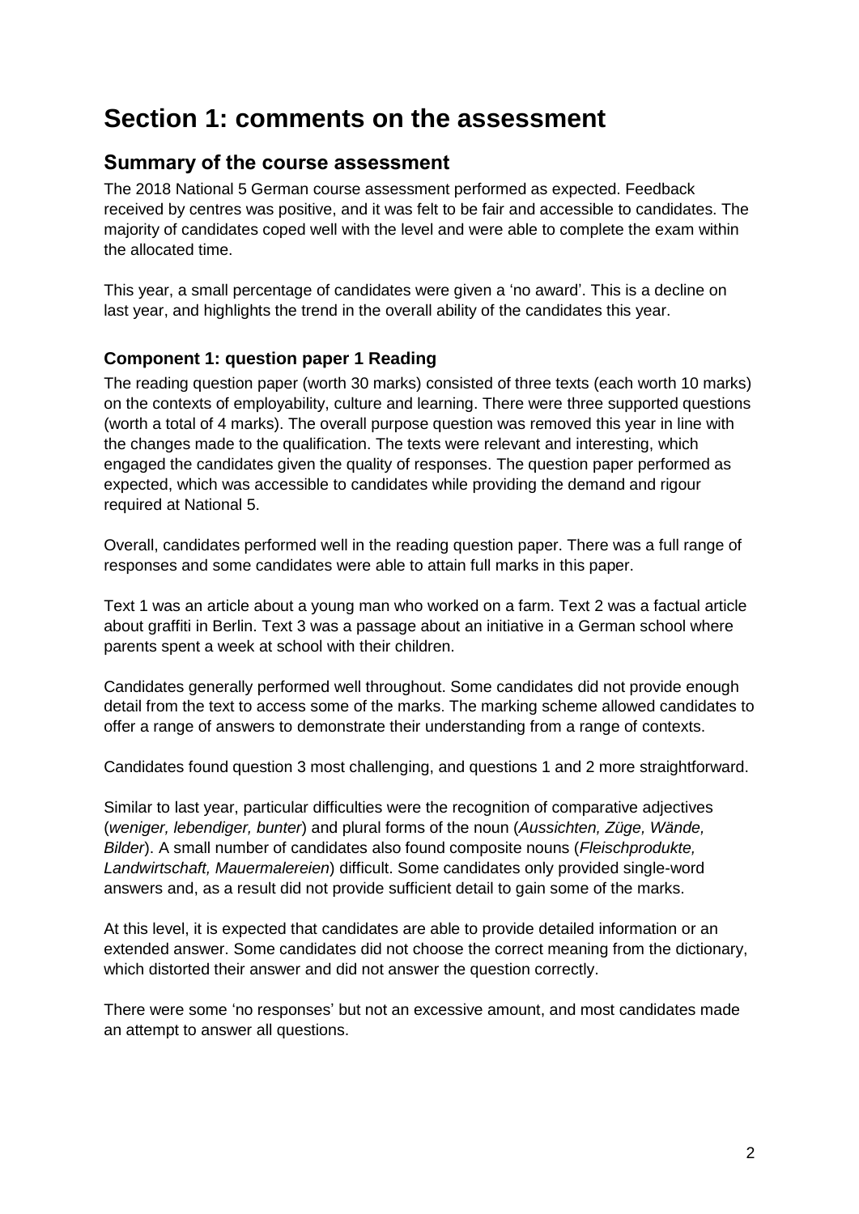# Section 1: comments on the assessment

## Summary of the course assessment

The 2018 National 5 German course assessment performed as expected. Feedback received by centres was positive, and it was felt to be fair and accessible to candidates. The majority of candidates coped well with the level and were able to complete the exam within the allocated time.

This year, a small percentage of candidates were given a 'no award'. This is a decline on last year, and highlights the trend in the overall ability of the candidates this year.

### Component 1: question paper 1 Reading

The reading question paper (worth 30 marks) consisted of three texts (each worth 10 marks) on the contexts of employability, culture and learning. There were three supported questions (worth a total of 4 marks). The overall purpose question was removed this year in line with the changes made to the qualification. The texts were relevant and interesting, which engaged the candidates given the quality of responses. The question paper performed as expected, which was accessible to candidates while providing the demand and rigour required at National 5.

Overall, candidates performed well in the reading question paper. There was a full range of responses and some candidates were able to attain full marks in this paper.

Text 1 was an article about a young man who worked on a farm. Text 2 was a factual article about graffiti in Berlin. Text 3 was a passage about an initiative in a German school where parents spent a week at school with their children.

Candidates generally performed well throughout. Some candidates did not provide enough detail from the text to access some of the marks. The marking scheme allowed candidates to offer a range of answers to demonstrate their understanding from a range of contexts.

Candidates found question 3 most challenging, and questions 1 and 2 more straightforward.

Similar to last year, particular difficulties were the recognition of comparative adjectives (*weniger, lebendiger, bunter*) and plural forms of the noun (*Aussichten, Züge, Wände, Bilder*). A small number of candidates also found composite nouns (*Fleischprodukte, Landwirtschaft, Mauermalereien*) difficult. Some candidates only provided single-word answers and, as a result did not provide sufficient detail to gain some of the marks.

At this level, it is expected that candidates are able to provide detailed information or an extended answer. Some candidates did not choose the correct meaning from the dictionary, which distorted their answer and did not answer the question correctly.

There were some 'no responses' but not an excessive amount, and most candidates made an attempt to answer all questions.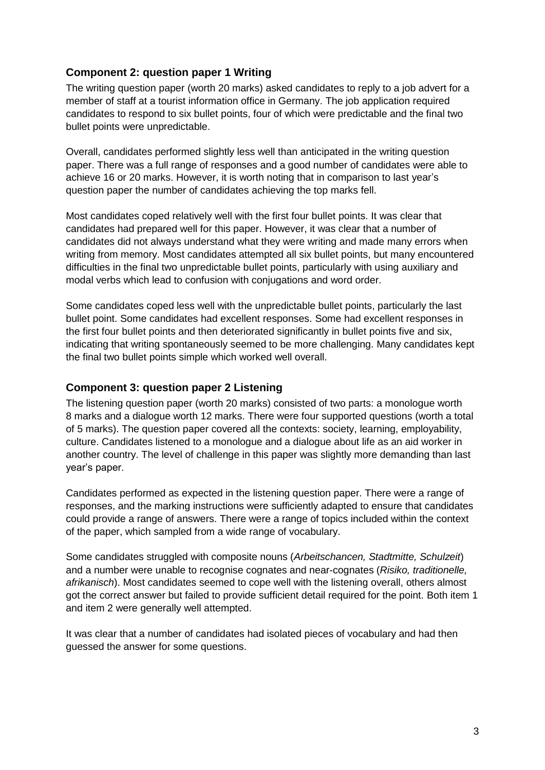## Component 2: question paper 1 Writing

The writing question paper (worth 20 marks) asked candidates to reply to a job advert for a member of staff at a tourist information office in Germany. The job application required candidates to respond to six bullet points, four of which were predictable and the final two bullet points were unpredictable.

Overall, candidates performed slightly less well than anticipated in the writing question paper. There was a full range of responses and a good number of candidates were able to achieve 16 or 20 marks. However, it is worth noting that in comparison to last year's question paper the number of candidates achieving the top marks fell.

Most candidates coped relatively well with the first four bullet points. It was clear that candidates had prepared well for this paper. However, it was clear that a number of candidates did not always understand what they were writing and made many errors when writing from memory. Most candidates attempted all six bullet points, but many encountered difficulties in the final two unpredictable bullet points, particularly with using auxiliary and modal verbs which lead to confusion with conjugations and word order.

Some candidates coped less well with the unpredictable bullet points, particularly the last bullet point. Some candidates had excellent responses. Some had excellent responses in the first four bullet points and then deteriorated significantly in bullet points five and six, indicating that writing spontaneously seemed to be more challenging. Many candidates kept the final two bullet points simple which worked well overall.

## Component 3: question paper 2 Listening

The listening question paper (worth 20 marks) consisted of two parts: a monologue worth 8 marks and a dialogue worth 12 marks. There were four supported questions (worth a total of 5 marks). The question paper covered all the contexts: society, learning, employability, culture. Candidates listened to a monologue and a dialogue about life as an aid worker in another country. The level of challenge in this paper was slightly more demanding than last year's paper.

Candidates performed as expected in the listening question paper. There were a range of responses, and the marking instructions were sufficiently adapted to ensure that candidates could provide a range of answers. There were a range of topics included within the context of the paper, which sampled from a wide range of vocabulary.

Some candidates struggled with composite nouns (*Arbeitschancen, Stadtmitte, Schulzeit*) and a number were unable to recognise cognates and near-cognates (*Risiko, traditionelle, afrikanisch*). Most candidates seemed to cope well with the listening overall, others almost got the correct answer but failed to provide sufficient detail required for the point. Both item 1 and item 2 were generally well attempted.

It was clear that a number of candidates had isolated pieces of vocabulary and had then guessed the answer for some questions.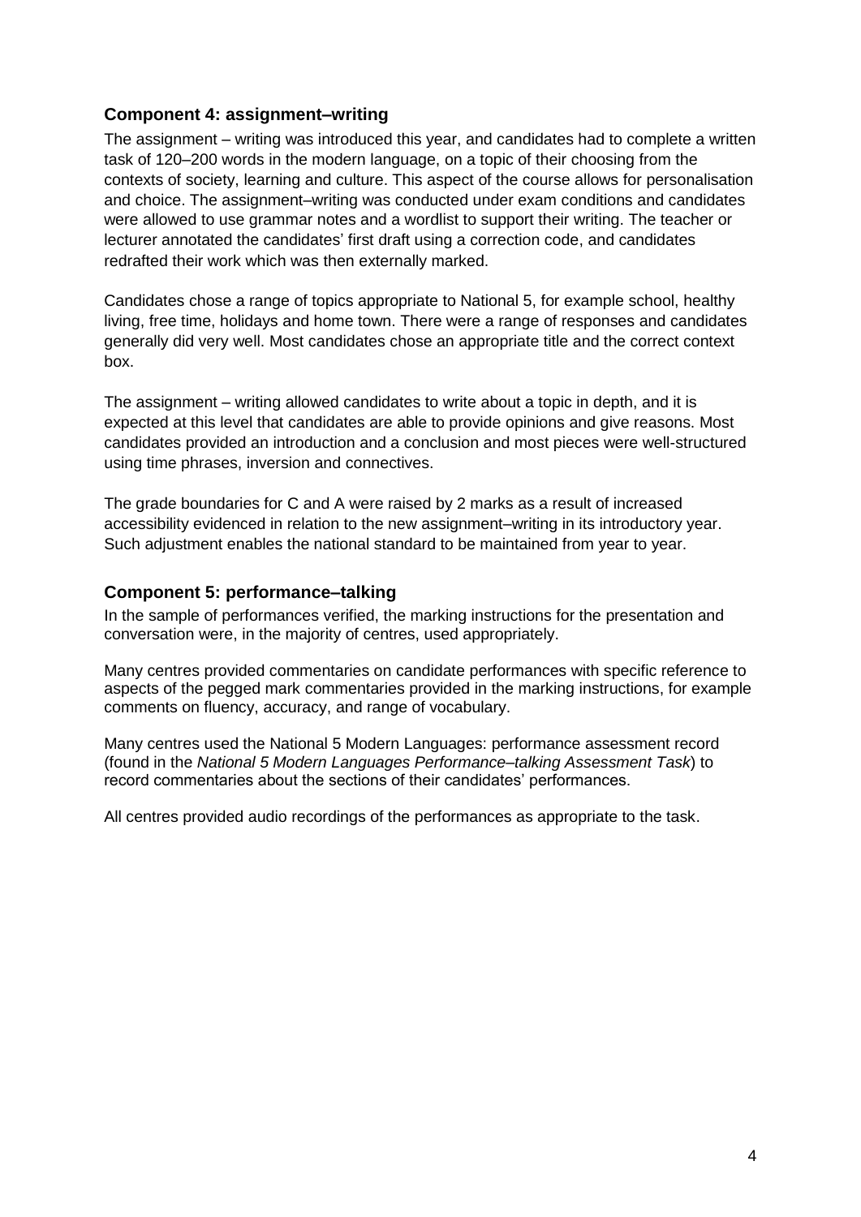### Component 4: assignment–writing

The assignment – writing was introduced this year, and candidates had to complete a written task of 120–200 words in the modern language, on a topic of their choosing from the contexts of society, learning and culture. This aspect of the course allows for personalisation and choice. The assignment–writing was conducted under exam conditions and candidates were allowed to use grammar notes and a wordlist to support their writing. The teacher or lecturer annotated the candidates' first draft using a correction code, and candidates redrafted their work which was then externally marked.

Candidates chose a range of topics appropriate to National 5, for example school, healthy living, free time, holidays and home town. There were a range of responses and candidates generally did very well. Most candidates chose an appropriate title and the correct context box.

The assignment – writing allowed candidates to write about a topic in depth, and it is expected at this level that candidates are able to provide opinions and give reasons. Most candidates provided an introduction and a conclusion and most pieces were well-structured using time phrases, inversion and connectives.

The grade boundaries for C and A were raised by 2 marks as a result of increased accessibility evidenced in relation to the new assignment–writing in its introductory year. Such adjustment enables the national standard to be maintained from year to year.

### Component 5: performance–talking

In the sample of performances verified, the marking instructions for the presentation and conversation were, in the majority of centres, used appropriately.

Many centres provided commentaries on candidate performances with specific reference to aspects of the pegged mark commentaries provided in the marking instructions, for example comments on fluency, accuracy, and range of vocabulary.

Many centres used the National 5 Modern Languages: performance assessment record (found in the *National 5 Modern Languages Performance–talking Assessment Task*) to record commentaries about the sections of their candidates' performances.

All centres provided audio recordings of the performances as appropriate to the task.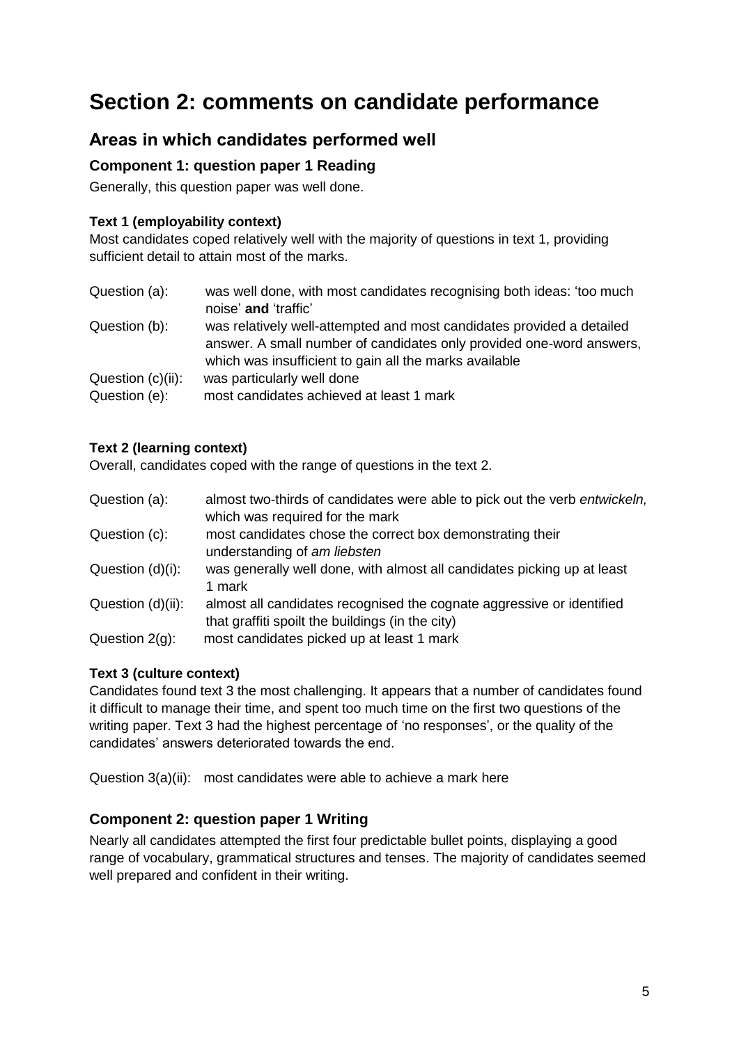# Section 2: comments on candidate performance

## Areas in which candidates performed well

### Component 1: question paper 1 Reading

Generally, this question paper was well done.

#### Text 1 (employability context)

Most candidates coped relatively well with the majority of questions in text 1, providing sufficient detail to attain most of the marks.

| | |
|---|---|
| Question (a): | was well done, with most candidates recognising both ideas: 'too much noise' **and** 'traffic' |
| Question (b): | was relatively well-attempted and most candidates provided a detailed answer. A small number of candidates only provided one-word answers, which was insufficient to gain all the marks available |
| Question (c)(ii): | was particularly well done |
| Question (e): | most candidates achieved at least 1 mark |

#### Text 2 (learning context)

Overall, candidates coped with the range of questions in the text 2.

| | |
|---|---|
| Question (a): | almost two-thirds of candidates were able to pick out the verb *entwickeln,* which was required for the mark |
| Question (c): | most candidates chose the correct box demonstrating their understanding of *am liebsten* |
| Question (d)(i): | was generally well done, with almost all candidates picking up at least 1 mark |
| Question (d)(ii): | almost all candidates recognised the cognate aggressive or identified that graffiti spoilt the buildings (in the city) |
| Question 2(g): | most candidates picked up at least 1 mark |

#### Text 3 (culture context)

Candidates found text 3 the most challenging. It appears that a number of candidates found it difficult to manage their time, and spent too much time on the first two questions of the writing paper. Text 3 had the highest percentage of 'no responses', or the quality of the candidates' answers deteriorated towards the end.

Question 3(a)(ii): most candidates were able to achieve a mark here

### Component 2: question paper 1 Writing

Nearly all candidates attempted the first four predictable bullet points, displaying a good range of vocabulary, grammatical structures and tenses. The majority of candidates seemed well prepared and confident in their writing.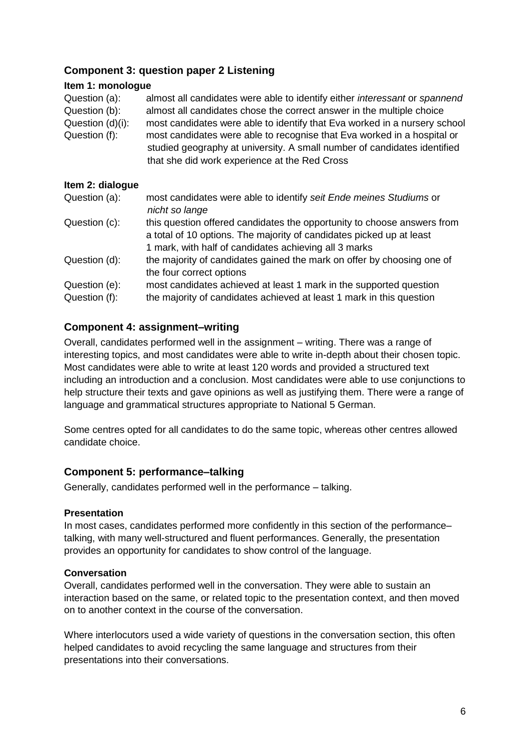## Component 3: question paper 2 Listening

**Item 1: monologue**

Question (a): almost all candidates were able to identify either *interessant* or *spannend*

Question (b): almost all candidates chose the correct answer in the multiple choice

Question (d)(i): most candidates were able to identify that Eva worked in a nursery school

Question (f): most candidates were able to recognise that Eva worked in a hospital or studied geography at university. A small number of candidates identified that she did work experience at the Red Cross

**Item 2: dialogue**

Question (a): most candidates were able to identify *seit Ende meines Studiums* or *nicht so lange*

Question (c): this question offered candidates the opportunity to choose answers from a total of 10 options. The majority of candidates picked up at least 1 mark, with half of candidates achieving all 3 marks

Question (d): the majority of candidates gained the mark on offer by choosing one of the four correct options

Question (e): most candidates achieved at least 1 mark in the supported question

Question (f): the majority of candidates achieved at least 1 mark in this question

## Component 4: assignment–writing

Overall, candidates performed well in the assignment – writing. There was a range of interesting topics, and most candidates were able to write in-depth about their chosen topic. Most candidates were able to write at least 120 words and provided a structured text including an introduction and a conclusion. Most candidates were able to use conjunctions to help structure their texts and gave opinions as well as justifying them. There were a range of language and grammatical structures appropriate to National 5 German.

Some centres opted for all candidates to do the same topic, whereas other centres allowed candidate choice.

## Component 5: performance–talking

Generally, candidates performed well in the performance – talking.

**Presentation**

In most cases, candidates performed more confidently in this section of the performance–talking, with many well-structured and fluent performances. Generally, the presentation provides an opportunity for candidates to show control of the language.

**Conversation**

Overall, candidates performed well in the conversation. They were able to sustain an interaction based on the same, or related topic to the presentation context, and then moved on to another context in the course of the conversation.

Where interlocutors used a wide variety of questions in the conversation section, this often helped candidates to avoid recycling the same language and structures from their presentations into their conversations.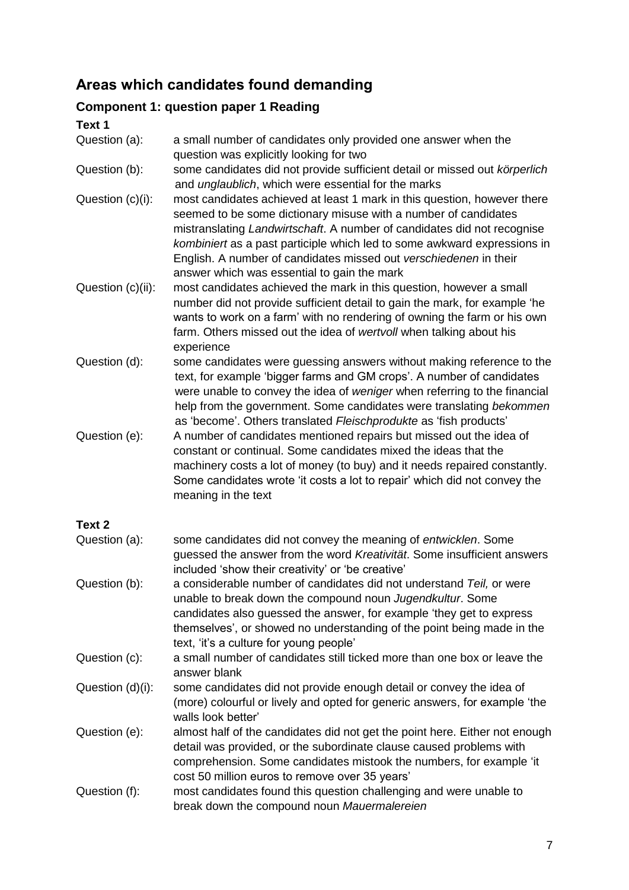## Areas which candidates found demanding

### Component 1: question paper 1 Reading

**Text 1**

| | |
|---|---|
| Question (a): | a small number of candidates only provided one answer when the question was explicitly looking for two |
| Question (b): | some candidates did not provide sufficient detail or missed out *körperlich* and *unglaublich*, which were essential for the marks |
| Question (c)(i): | most candidates achieved at least 1 mark in this question, however there seemed to be some dictionary misuse with a number of candidates mistranslating *Landwirtschaft*. A number of candidates did not recognise *kombiniert* as a past participle which led to some awkward expressions in English. A number of candidates missed out *verschiedenen* in their answer which was essential to gain the mark |
| Question (c)(ii): | most candidates achieved the mark in this question, however a small number did not provide sufficient detail to gain the mark, for example 'he wants to work on a farm' with no rendering of owning the farm or his own farm. Others missed out the idea of *wertvoll* when talking about his experience |
| Question (d): | some candidates were guessing answers without making reference to the text, for example 'bigger farms and GM crops'. A number of candidates were unable to convey the idea of *weniger* when referring to the financial help from the government. Some candidates were translating *bekommen* as 'become'. Others translated *Fleischprodukte* as 'fish products' |
| Question (e): | A number of candidates mentioned repairs but missed out the idea of constant or continual. Some candidates mixed the ideas that the machinery costs a lot of money (to buy) and it needs repaired constantly. Some candidates wrote 'it costs a lot to repair' which did not convey the meaning in the text |

**Text 2**

| | |
|---|---|
| Question (a): | some candidates did not convey the meaning of *entwicklen*. Some guessed the answer from the word *Kreativität*. Some insufficient answers included 'show their creativity' or 'be creative' |
| Question (b): | a considerable number of candidates did not understand *Teil,* or were unable to break down the compound noun *Jugendkultur*. Some candidates also guessed the answer, for example 'they get to express themselves', or showed no understanding of the point being made in the text, 'it's a culture for young people' |
| Question (c): | a small number of candidates still ticked more than one box or leave the answer blank |
| Question (d)(i): | some candidates did not provide enough detail or convey the idea of (more) colourful or lively and opted for generic answers, for example 'the walls look better' |
| Question (e): | almost half of the candidates did not get the point here. Either not enough detail was provided, or the subordinate clause caused problems with comprehension. Some candidates mistook the numbers, for example 'it cost 50 million euros to remove over 35 years' |
| Question (f): | most candidates found this question challenging and were unable to break down the compound noun *Mauermalereien* |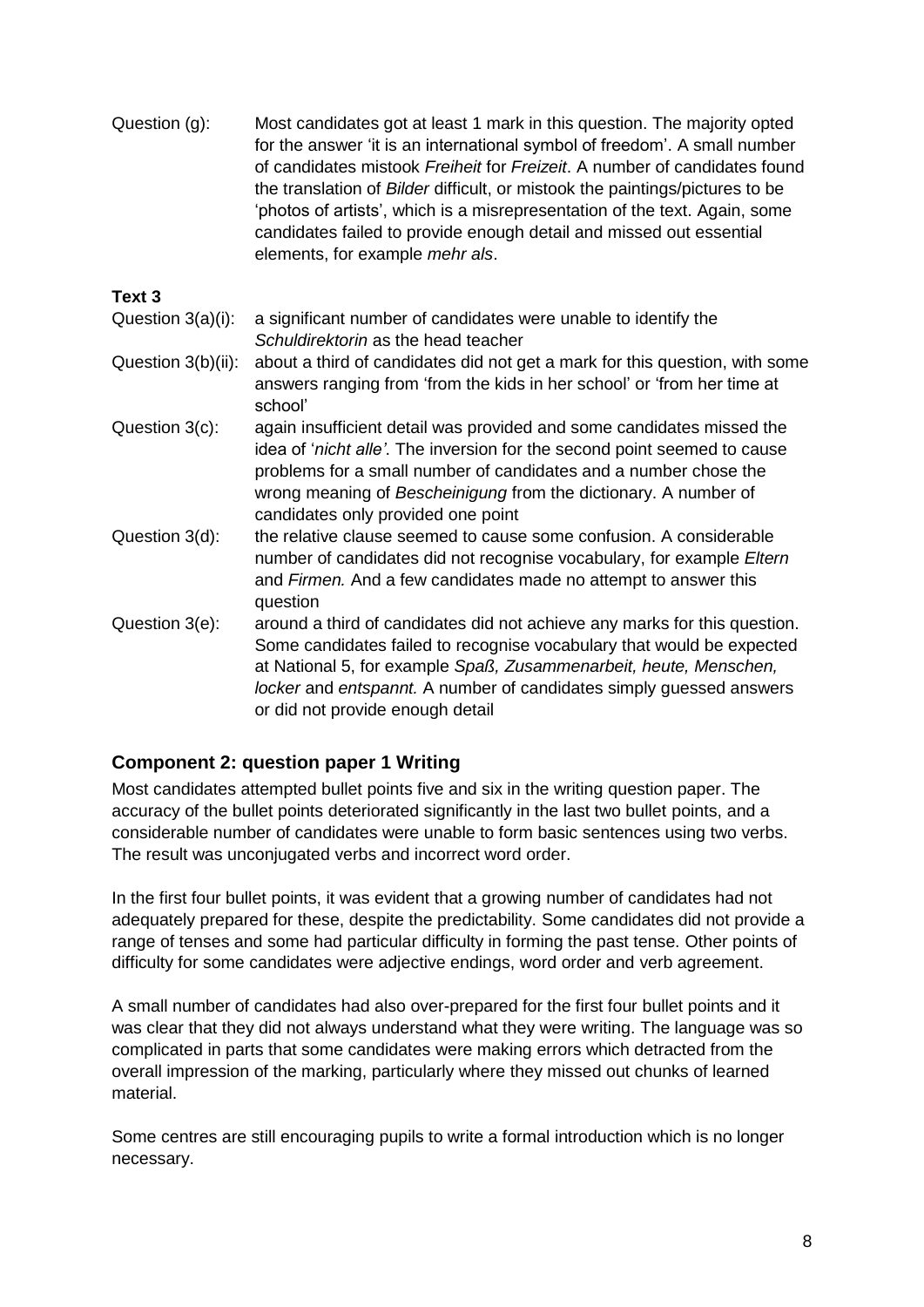Question (g): Most candidates got at least 1 mark in this question. The majority opted for the answer 'it is an international symbol of freedom'. A small number of candidates mistook *Freiheit* for *Freizeit*. A number of candidates found the translation of *Bilder* difficult, or mistook the paintings/pictures to be 'photos of artists', which is a misrepresentation of the text. Again, some candidates failed to provide enough detail and missed out essential elements, for example *mehr als*.

**Text 3**

Question 3(a)(i): a significant number of candidates were unable to identify the *Schuldirektorin* as the head teacher

Question 3(b)(ii): about a third of candidates did not get a mark for this question, with some answers ranging from 'from the kids in her school' or 'from her time at school'

Question 3(c): again insufficient detail was provided and some candidates missed the idea of '*nicht alle'*. The inversion for the second point seemed to cause problems for a small number of candidates and a number chose the wrong meaning of *Bescheinigung* from the dictionary. A number of candidates only provided one point

Question 3(d): the relative clause seemed to cause some confusion. A considerable number of candidates did not recognise vocabulary, for example *Eltern* and *Firmen.* And a few candidates made no attempt to answer this question

Question 3(e): around a third of candidates did not achieve any marks for this question. Some candidates failed to recognise vocabulary that would be expected at National 5, for example *Spaß, Zusammenarbeit, heute, Menschen, locker* and *entspannt.* A number of candidates simply guessed answers or did not provide enough detail

## Component 2: question paper 1 Writing

Most candidates attempted bullet points five and six in the writing question paper. The accuracy of the bullet points deteriorated significantly in the last two bullet points, and a considerable number of candidates were unable to form basic sentences using two verbs. The result was unconjugated verbs and incorrect word order.

In the first four bullet points, it was evident that a growing number of candidates had not adequately prepared for these, despite the predictability. Some candidates did not provide a range of tenses and some had particular difficulty in forming the past tense. Other points of difficulty for some candidates were adjective endings, word order and verb agreement.

A small number of candidates had also over-prepared for the first four bullet points and it was clear that they did not always understand what they were writing. The language was so complicated in parts that some candidates were making errors which detracted from the overall impression of the marking, particularly where they missed out chunks of learned material.

Some centres are still encouraging pupils to write a formal introduction which is no longer necessary.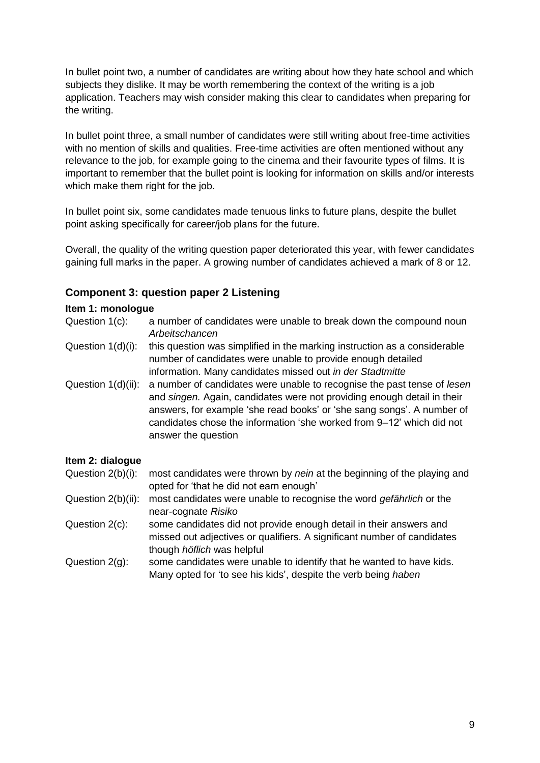In bullet point two, a number of candidates are writing about how they hate school and which subjects they dislike. It may be worth remembering the context of the writing is a job application. Teachers may wish consider making this clear to candidates when preparing for the writing.

In bullet point three, a small number of candidates were still writing about free-time activities with no mention of skills and qualities. Free-time activities are often mentioned without any relevance to the job, for example going to the cinema and their favourite types of films. It is important to remember that the bullet point is looking for information on skills and/or interests which make them right for the job.

In bullet point six, some candidates made tenuous links to future plans, despite the bullet point asking specifically for career/job plans for the future.

Overall, the quality of the writing question paper deteriorated this year, with fewer candidates gaining full marks in the paper. A growing number of candidates achieved a mark of 8 or 12.

## Component 3: question paper 2 Listening

**Item 1: monologue**

Question 1(c): a number of candidates were unable to break down the compound noun *Arbeitschancen*

Question 1(d)(i): this question was simplified in the marking instruction as a considerable number of candidates were unable to provide enough detailed information. Many candidates missed out *in der Stadtmitte*

Question 1(d)(ii): a number of candidates were unable to recognise the past tense of *lesen* and *singen.* Again, candidates were not providing enough detail in their answers, for example 'she read books' or 'she sang songs'. A number of candidates chose the information 'she worked from 9–12' which did not answer the question

**Item 2: dialogue**

Question 2(b)(i): most candidates were thrown by *nein* at the beginning of the playing and opted for 'that he did not earn enough'

Question 2(b)(ii): most candidates were unable to recognise the word *gefährlich* or the near-cognate *Risiko*

Question 2(c): some candidates did not provide enough detail in their answers and missed out adjectives or qualifiers. A significant number of candidates though *höflich* was helpful

Question 2(g): some candidates were unable to identify that he wanted to have kids. Many opted for 'to see his kids', despite the verb being *haben*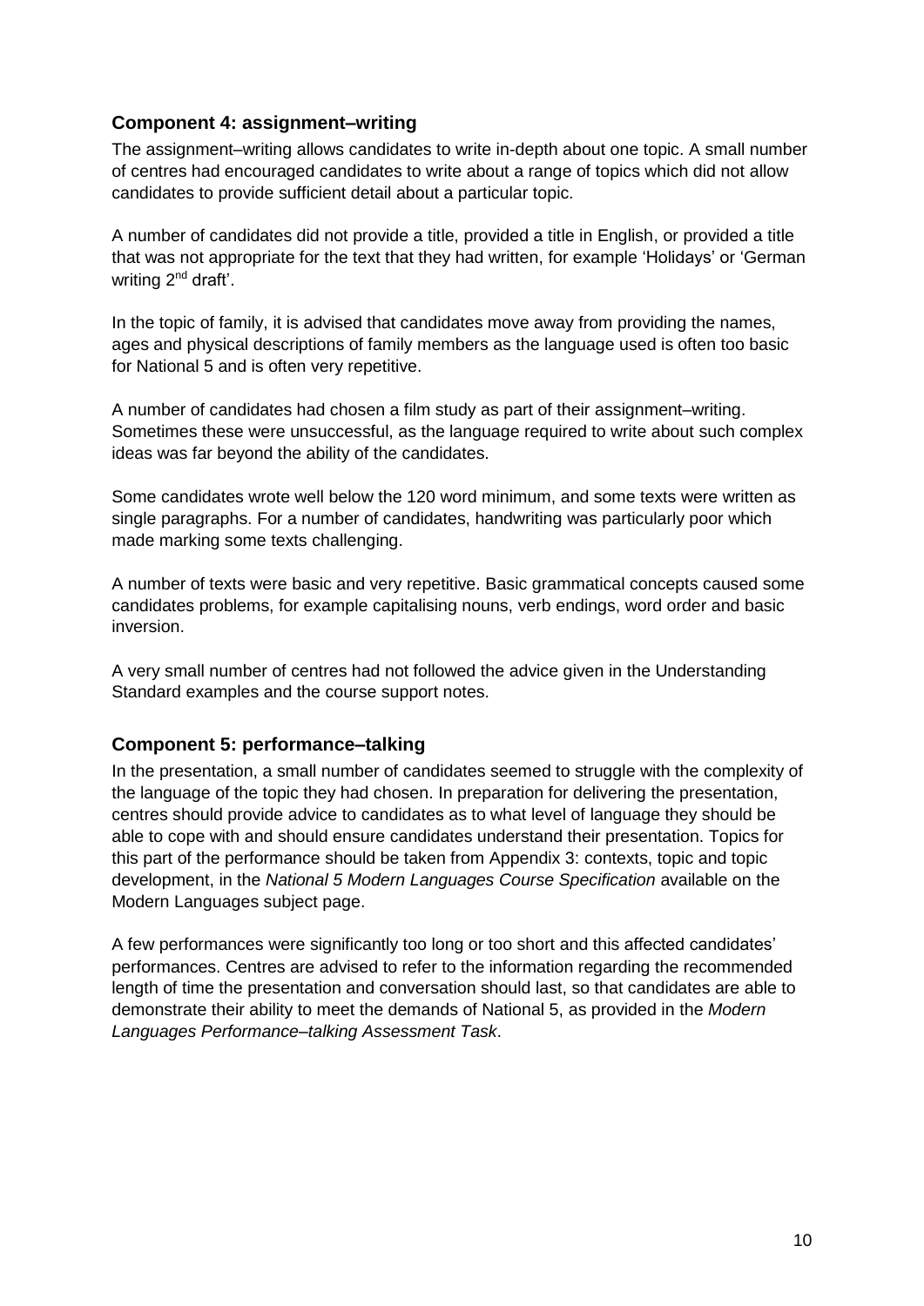### Component 4: assignment–writing

The assignment–writing allows candidates to write in-depth about one topic. A small number of centres had encouraged candidates to write about a range of topics which did not allow candidates to provide sufficient detail about a particular topic.

A number of candidates did not provide a title, provided a title in English, or provided a title that was not appropriate for the text that they had written, for example 'Holidays' or 'German writing 2nd draft'.

In the topic of family, it is advised that candidates move away from providing the names, ages and physical descriptions of family members as the language used is often too basic for National 5 and is often very repetitive.

A number of candidates had chosen a film study as part of their assignment–writing. Sometimes these were unsuccessful, as the language required to write about such complex ideas was far beyond the ability of the candidates.

Some candidates wrote well below the 120 word minimum, and some texts were written as single paragraphs. For a number of candidates, handwriting was particularly poor which made marking some texts challenging.

A number of texts were basic and very repetitive. Basic grammatical concepts caused some candidates problems, for example capitalising nouns, verb endings, word order and basic inversion.

A very small number of centres had not followed the advice given in the Understanding Standard examples and the course support notes.

### Component 5: performance–talking

In the presentation, a small number of candidates seemed to struggle with the complexity of the language of the topic they had chosen. In preparation for delivering the presentation, centres should provide advice to candidates as to what level of language they should be able to cope with and should ensure candidates understand their presentation. Topics for this part of the performance should be taken from Appendix 3: contexts, topic and topic development, in the *National 5 Modern Languages Course Specification* available on the Modern Languages subject page.

A few performances were significantly too long or too short and this affected candidates' performances. Centres are advised to refer to the information regarding the recommended length of time the presentation and conversation should last, so that candidates are able to demonstrate their ability to meet the demands of National 5, as provided in the *Modern Languages Performance–talking Assessment Task*.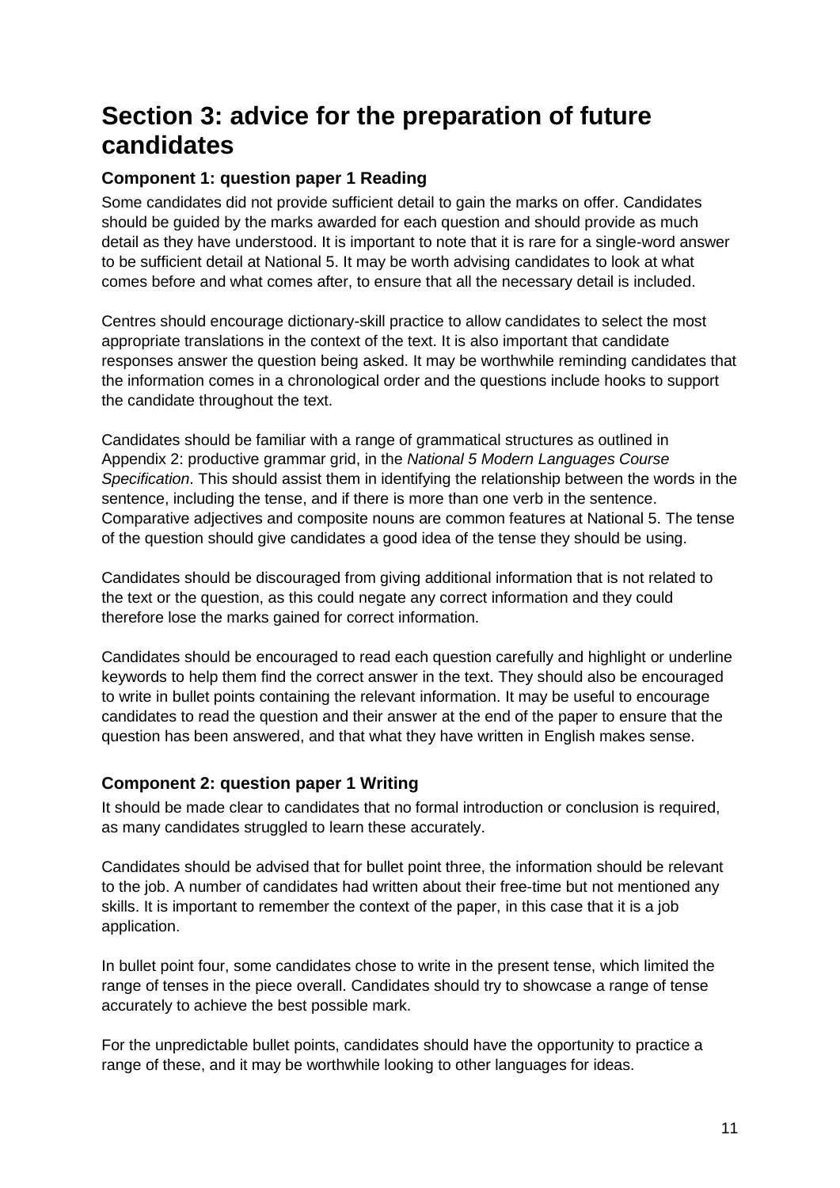# Section 3: advice for the preparation of future candidates

### Component 1: question paper 1 Reading

Some candidates did not provide sufficient detail to gain the marks on offer. Candidates should be guided by the marks awarded for each question and should provide as much detail as they have understood. It is important to note that it is rare for a single-word answer to be sufficient detail at National 5. It may be worth advising candidates to look at what comes before and what comes after, to ensure that all the necessary detail is included.

Centres should encourage dictionary-skill practice to allow candidates to select the most appropriate translations in the context of the text. It is also important that candidate responses answer the question being asked. It may be worthwhile reminding candidates that the information comes in a chronological order and the questions include hooks to support the candidate throughout the text.

Candidates should be familiar with a range of grammatical structures as outlined in Appendix 2: productive grammar grid, in the *National 5 Modern Languages Course Specification*. This should assist them in identifying the relationship between the words in the sentence, including the tense, and if there is more than one verb in the sentence. Comparative adjectives and composite nouns are common features at National 5. The tense of the question should give candidates a good idea of the tense they should be using.

Candidates should be discouraged from giving additional information that is not related to the text or the question, as this could negate any correct information and they could therefore lose the marks gained for correct information.

Candidates should be encouraged to read each question carefully and highlight or underline keywords to help them find the correct answer in the text. They should also be encouraged to write in bullet points containing the relevant information. It may be useful to encourage candidates to read the question and their answer at the end of the paper to ensure that the question has been answered, and that what they have written in English makes sense.

### Component 2: question paper 1 Writing

It should be made clear to candidates that no formal introduction or conclusion is required, as many candidates struggled to learn these accurately.

Candidates should be advised that for bullet point three, the information should be relevant to the job. A number of candidates had written about their free-time but not mentioned any skills. It is important to remember the context of the paper, in this case that it is a job application.

In bullet point four, some candidates chose to write in the present tense, which limited the range of tenses in the piece overall. Candidates should try to showcase a range of tense accurately to achieve the best possible mark.

For the unpredictable bullet points, candidates should have the opportunity to practice a range of these, and it may be worthwhile looking to other languages for ideas.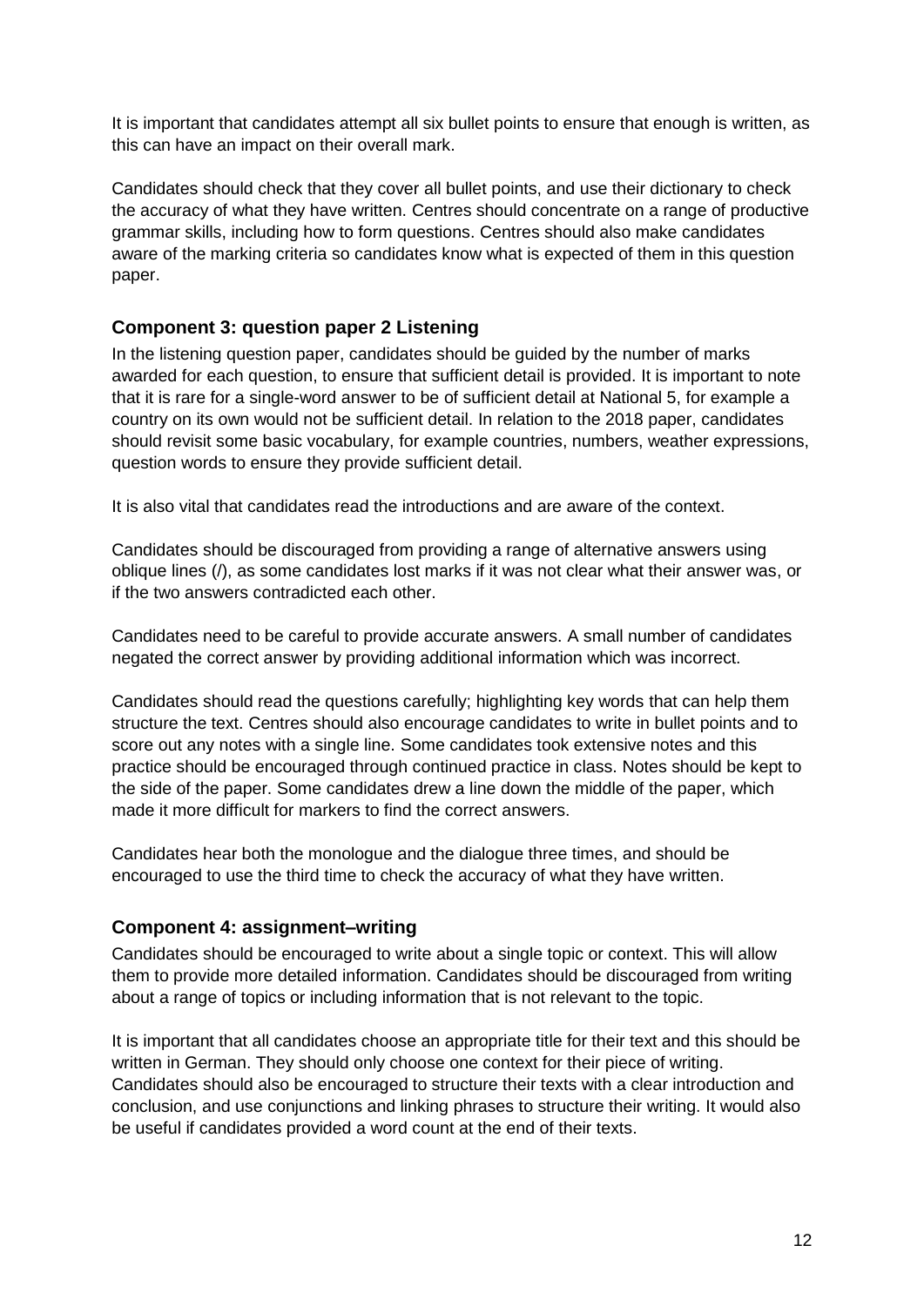It is important that candidates attempt all six bullet points to ensure that enough is written, as this can have an impact on their overall mark.

Candidates should check that they cover all bullet points, and use their dictionary to check the accuracy of what they have written. Centres should concentrate on a range of productive grammar skills, including how to form questions. Centres should also make candidates aware of the marking criteria so candidates know what is expected of them in this question paper.

### Component 3: question paper 2 Listening

In the listening question paper, candidates should be guided by the number of marks awarded for each question, to ensure that sufficient detail is provided. It is important to note that it is rare for a single-word answer to be of sufficient detail at National 5, for example a country on its own would not be sufficient detail. In relation to the 2018 paper, candidates should revisit some basic vocabulary, for example countries, numbers, weather expressions, question words to ensure they provide sufficient detail.

It is also vital that candidates read the introductions and are aware of the context.

Candidates should be discouraged from providing a range of alternative answers using oblique lines (/), as some candidates lost marks if it was not clear what their answer was, or if the two answers contradicted each other.

Candidates need to be careful to provide accurate answers. A small number of candidates negated the correct answer by providing additional information which was incorrect.

Candidates should read the questions carefully; highlighting key words that can help them structure the text. Centres should also encourage candidates to write in bullet points and to score out any notes with a single line. Some candidates took extensive notes and this practice should be encouraged through continued practice in class. Notes should be kept to the side of the paper. Some candidates drew a line down the middle of the paper, which made it more difficult for markers to find the correct answers.

Candidates hear both the monologue and the dialogue three times, and should be encouraged to use the third time to check the accuracy of what they have written.

### Component 4: assignment–writing

Candidates should be encouraged to write about a single topic or context. This will allow them to provide more detailed information. Candidates should be discouraged from writing about a range of topics or including information that is not relevant to the topic.

It is important that all candidates choose an appropriate title for their text and this should be written in German. They should only choose one context for their piece of writing. Candidates should also be encouraged to structure their texts with a clear introduction and conclusion, and use conjunctions and linking phrases to structure their writing. It would also be useful if candidates provided a word count at the end of their texts.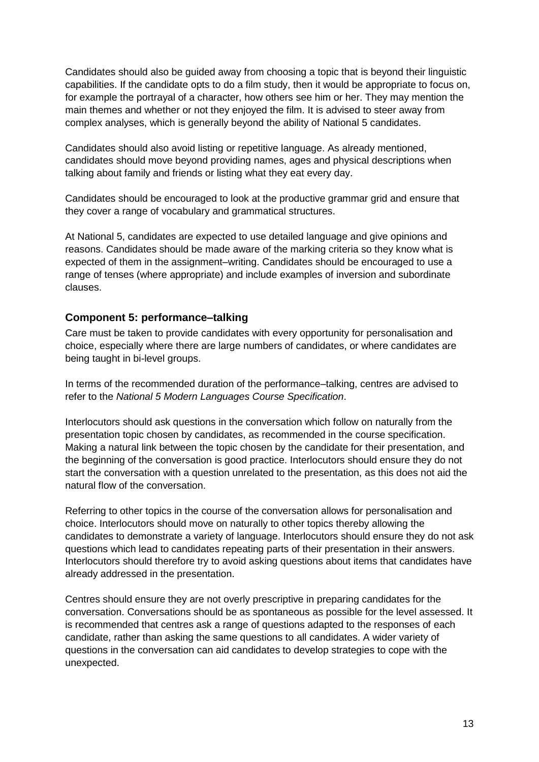Candidates should also be guided away from choosing a topic that is beyond their linguistic capabilities. If the candidate opts to do a film study, then it would be appropriate to focus on, for example the portrayal of a character, how others see him or her. They may mention the main themes and whether or not they enjoyed the film. It is advised to steer away from complex analyses, which is generally beyond the ability of National 5 candidates.

Candidates should also avoid listing or repetitive language. As already mentioned, candidates should move beyond providing names, ages and physical descriptions when talking about family and friends or listing what they eat every day.

Candidates should be encouraged to look at the productive grammar grid and ensure that they cover a range of vocabulary and grammatical structures.

At National 5, candidates are expected to use detailed language and give opinions and reasons. Candidates should be made aware of the marking criteria so they know what is expected of them in the assignment–writing. Candidates should be encouraged to use a range of tenses (where appropriate) and include examples of inversion and subordinate clauses.

### Component 5: performance–talking

Care must be taken to provide candidates with every opportunity for personalisation and choice, especially where there are large numbers of candidates, or where candidates are being taught in bi-level groups.

In terms of the recommended duration of the performance–talking, centres are advised to refer to the *National 5 Modern Languages Course Specification*.

Interlocutors should ask questions in the conversation which follow on naturally from the presentation topic chosen by candidates, as recommended in the course specification. Making a natural link between the topic chosen by the candidate for their presentation, and the beginning of the conversation is good practice. Interlocutors should ensure they do not start the conversation with a question unrelated to the presentation, as this does not aid the natural flow of the conversation.

Referring to other topics in the course of the conversation allows for personalisation and choice. Interlocutors should move on naturally to other topics thereby allowing the candidates to demonstrate a variety of language. Interlocutors should ensure they do not ask questions which lead to candidates repeating parts of their presentation in their answers. Interlocutors should therefore try to avoid asking questions about items that candidates have already addressed in the presentation.

Centres should ensure they are not overly prescriptive in preparing candidates for the conversation. Conversations should be as spontaneous as possible for the level assessed. It is recommended that centres ask a range of questions adapted to the responses of each candidate, rather than asking the same questions to all candidates. A wider variety of questions in the conversation can aid candidates to develop strategies to cope with the unexpected.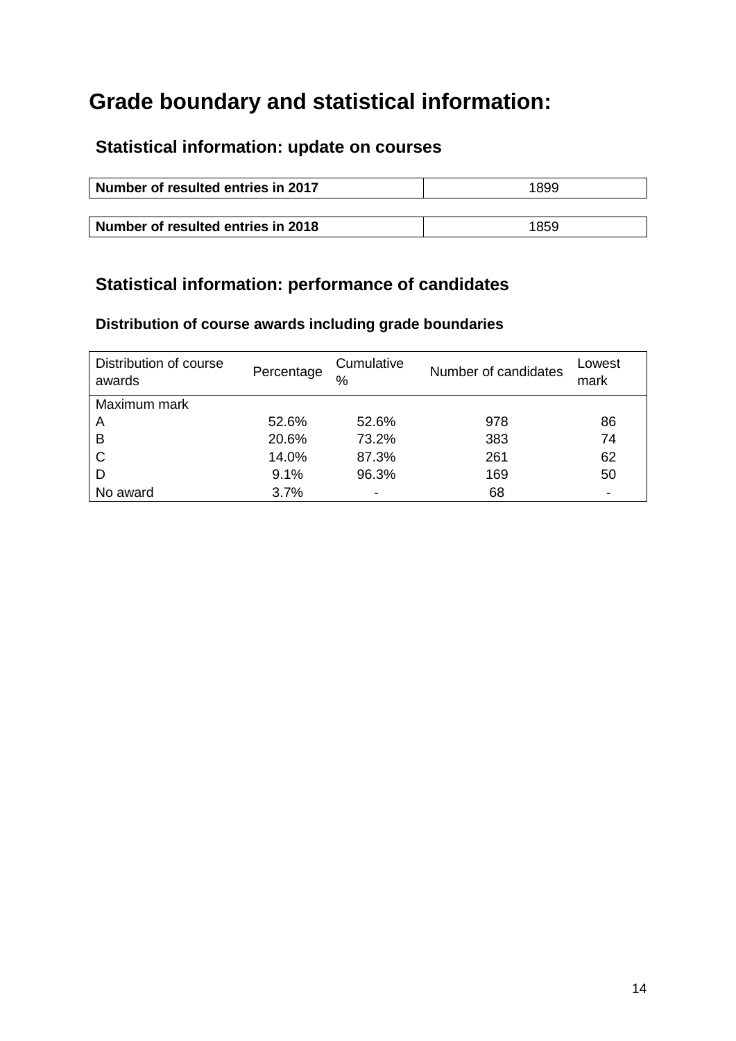# Grade boundary and statistical information:

## Statistical information: update on courses

| Number of resulted entries in 2017 | 1899 |
|---|---|

| Number of resulted entries in 2018 | 1859 |
|---|---|

## Statistical information: performance of candidates

### Distribution of course awards including grade boundaries

| Distribution of course awards | Percentage | Cumulative % | Number of candidates | Lowest mark |
|---|---|---|---|---|
| Maximum mark | | | | |
| A | 52.6% | 52.6% | 978 | 86 |
| B | 20.6% | 73.2% | 383 | 74 |
| C | 14.0% | 87.3% | 261 | 62 |
| D | 9.1% | 96.3% | 169 | 50 |
| No award | 3.7% | - | 68 | - |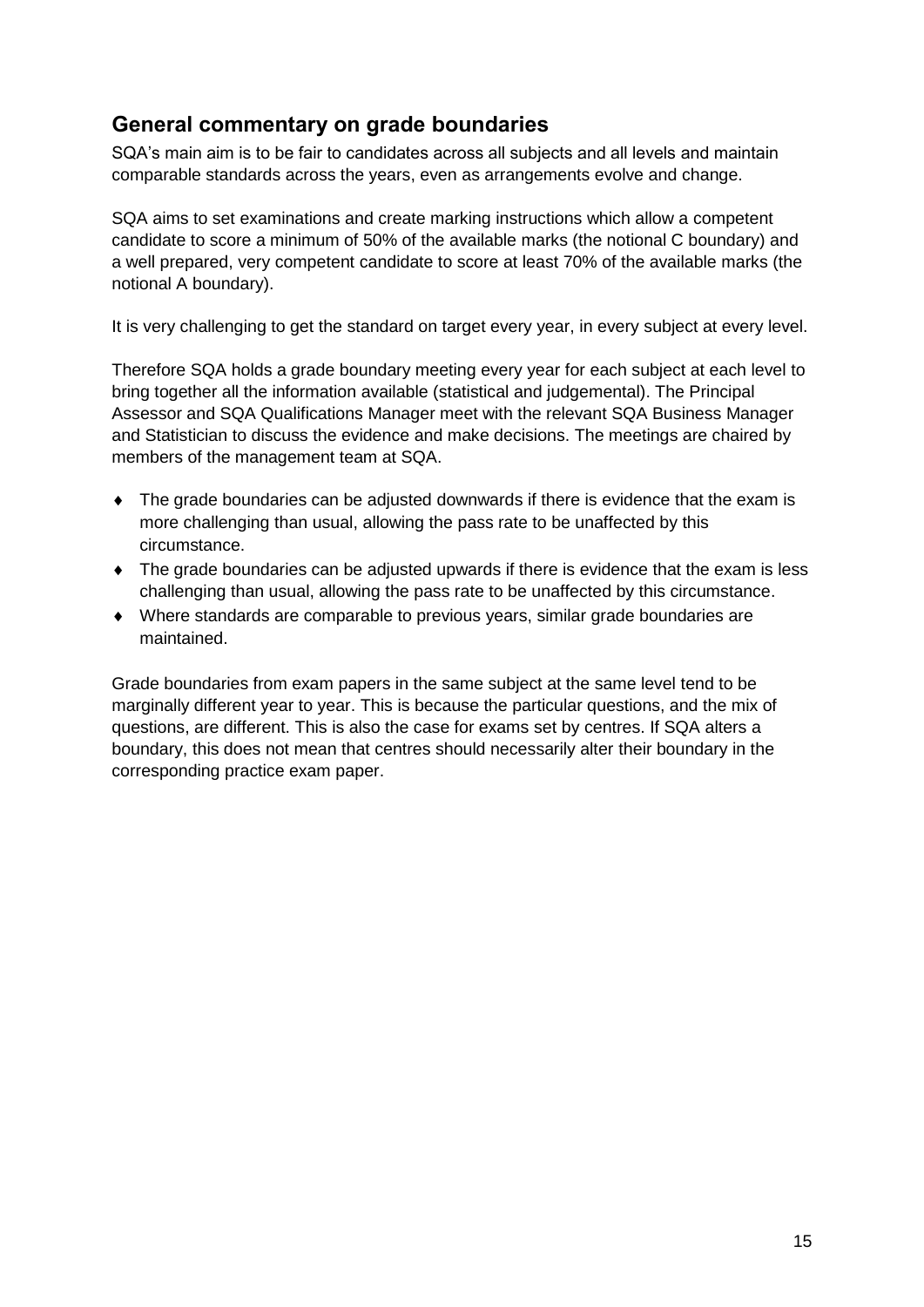## General commentary on grade boundaries

SQA's main aim is to be fair to candidates across all subjects and all levels and maintain comparable standards across the years, even as arrangements evolve and change.

SQA aims to set examinations and create marking instructions which allow a competent candidate to score a minimum of 50% of the available marks (the notional C boundary) and a well prepared, very competent candidate to score at least 70% of the available marks (the notional A boundary).

It is very challenging to get the standard on target every year, in every subject at every level.

Therefore SQA holds a grade boundary meeting every year for each subject at each level to bring together all the information available (statistical and judgemental). The Principal Assessor and SQA Qualifications Manager meet with the relevant SQA Business Manager and Statistician to discuss the evidence and make decisions. The meetings are chaired by members of the management team at SQA.

- The grade boundaries can be adjusted downwards if there is evidence that the exam is more challenging than usual, allowing the pass rate to be unaffected by this circumstance.
- The grade boundaries can be adjusted upwards if there is evidence that the exam is less challenging than usual, allowing the pass rate to be unaffected by this circumstance.
- Where standards are comparable to previous years, similar grade boundaries are maintained.

Grade boundaries from exam papers in the same subject at the same level tend to be marginally different year to year. This is because the particular questions, and the mix of questions, are different. This is also the case for exams set by centres. If SQA alters a boundary, this does not mean that centres should necessarily alter their boundary in the corresponding practice exam paper.